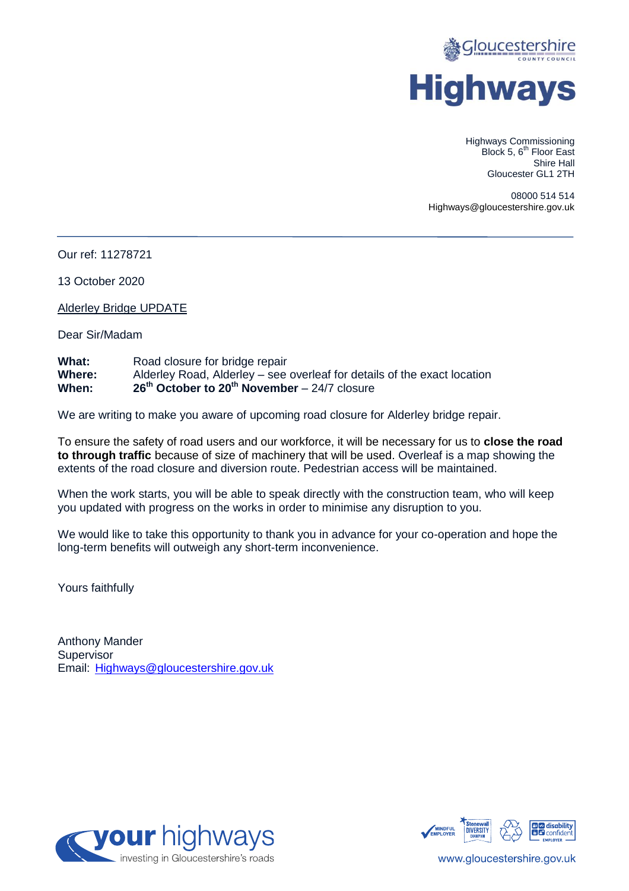Gloucestershire County Council

# Highways

Highways Commissioning
Block 5, 6th Floor East
Shire Hall
Gloucester GL1 2TH

08000 514 514
Highways@gloucestershire.gov.uk

---

Our ref: 11278721

13 October 2020

Alderley Bridge UPDATE

Dear Sir/Madam

**What:** Road closure for bridge repair
**Where:** Alderley Road, Alderley – see overleaf for details of the exact location
**When:** **26th October to 20th November** – 24/7 closure

We are writing to make you aware of upcoming road closure for Alderley bridge repair.

To ensure the safety of road users and our workforce, it will be necessary for us to **close the road to through traffic** because of size of machinery that will be used. Overleaf is a map showing the extents of the road closure and diversion route. Pedestrian access will be maintained.

When the work starts, you will be able to speak directly with the construction team, who will keep you updated with progress on the works in order to minimise any disruption to you.

We would like to take this opportunity to thank you in advance for your co-operation and hope the long-term benefits will outweigh any short-term inconvenience.

Yours faithfully

Anthony Mander
Supervisor
Email: Highways@gloucestershire.gov.uk

your highways – investing in Gloucestershire's roads

www.gloucestershire.gov.uk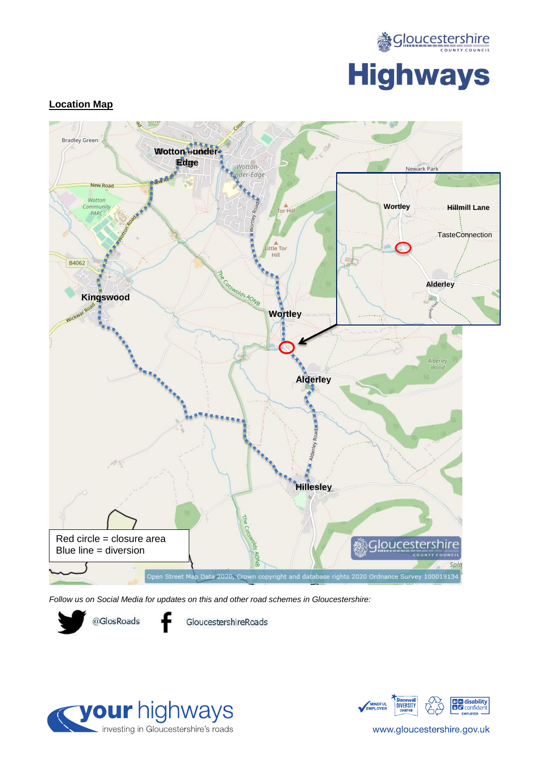Gloucestershire COUNTY COUNCIL

# Highways

## Location Map

Wotton-under-Edge

Kingswood

Wortley

Alderley

Hillesley

Hillmill Lane

TasteConnection

Red circle = closure area
Blue line = diversion

Open Street Map Data 2020, Crown copyright and database rights 2020 Ordnance Survey 100019134

*Follow us on Social Media for updates on this and other road schemes in Gloucestershire:*

@GlosRoads

GloucestershireRoads

your highways
investing in Gloucestershire's roads

www.gloucestershire.gov.uk